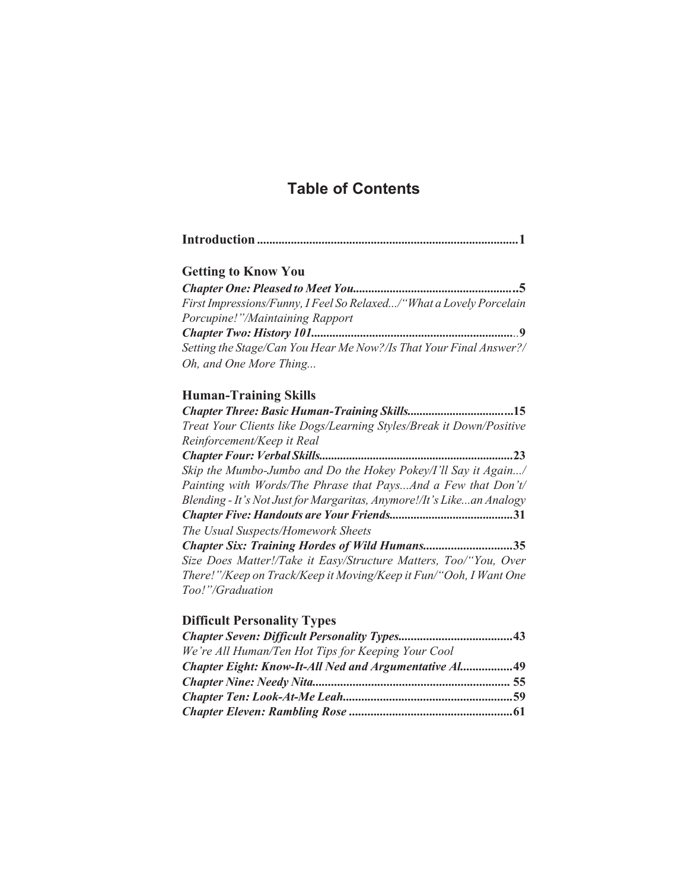# Table of Contents

**Introduction** ........ **1**

## Getting to Know You

***Chapter One: Pleased to Meet You*** ........ **5**

*First Impressions/Funny, I Feel So Relaxed.../"What a Lovely Porcelain Porcupine!"/Maintaining Rapport*

***Chapter Two: History 101*** ........ **9**

*Setting the Stage/Can You Hear Me Now?/Is That Your Final Answer?/ Oh, and One More Thing...*

## Human-Training Skills

***Chapter Three: Basic Human-Training Skills*** ........ **15**

*Treat Your Clients like Dogs/Learning Styles/Break it Down/Positive Reinforcement/Keep it Real*

***Chapter Four: Verbal Skills*** ........ **23**

*Skip the Mumbo-Jumbo and Do the Hokey Pokey/I'll Say it Again.../ Painting with Words/The Phrase that Pays...And a Few that Don't/ Blending - It's Not Just for Margaritas, Anymore!/It's Like...an Analogy*

***Chapter Five: Handouts are Your Friends*** ........ **31**

*The Usual Suspects/Homework Sheets*

***Chapter Six: Training Hordes of Wild Humans*** ........ **35**

*Size Does Matter!/Take it Easy/Structure Matters, Too/"You, Over There!"/Keep on Track/Keep it Moving/Keep it Fun/"Ooh, I Want One Too!"/Graduation*

## Difficult Personality Types

***Chapter Seven: Difficult Personality Types*** ........ **43**

*We're All Human/Ten Hot Tips for Keeping Your Cool*

***Chapter Eight: Know-It-All Ned and Argumentative Al*** ........ **49**

***Chapter Nine: Needy Nita*** ........ **55**

***Chapter Ten: Look-At-Me Leah*** ........ **59**

***Chapter Eleven: Rambling Rose*** ........ **61**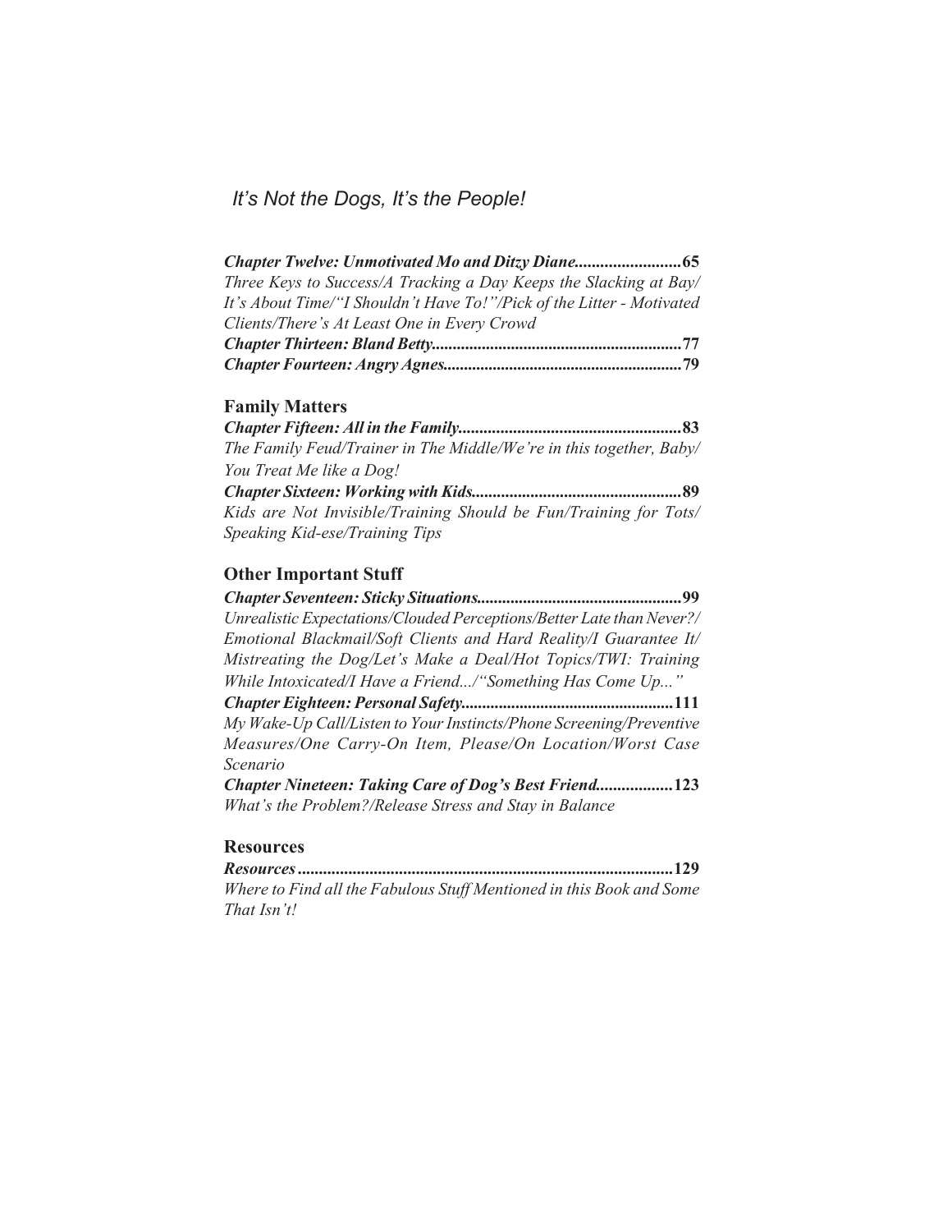***Chapter Twelve: Unmotivated Mo and Ditzy Diane.........................65***
*Three Keys to Success/A Tracking a Day Keeps the Slacking at Bay/ It's About Time/"I Shouldn't Have To!"/Pick of the Litter - Motivated Clients/There's At Least One in Every Crowd*
***Chapter Thirteen: Bland Betty...........................................................77***
***Chapter Fourteen: Angry Agnes.........................................................79***

## Family Matters

***Chapter Fifteen: All in the Family....................................................83***
*The Family Feud/Trainer in The Middle/We're in this together, Baby/ You Treat Me like a Dog!*
***Chapter Sixteen: Working with Kids.................................................89***
*Kids are Not Invisible/Training Should be Fun/Training for Tots/ Speaking Kid-ese/Training Tips*

## Other Important Stuff

***Chapter Seventeen: Sticky Situations................................................99***
*Unrealistic Expectations/Clouded Perceptions/Better Late than Never?/ Emotional Blackmail/Soft Clients and Hard Reality/I Guarantee It/ Mistreating the Dog/Let's Make a Deal/Hot Topics/TWI: Training While Intoxicated/I Have a Friend.../"Something Has Come Up..."*
***Chapter Eighteen: Personal Safety..................................................111***
*My Wake-Up Call/Listen to Your Instincts/Phone Screening/Preventive Measures/One Carry-On Item, Please/On Location/Worst Case Scenario*
***Chapter Nineteen: Taking Care of Dog's Best Friend.................123***
*What's the Problem?/Release Stress and Stay in Balance*

## Resources

***Resources........................................................................................129***
*Where to Find all the Fabulous Stuff Mentioned in this Book and Some That Isn't!*